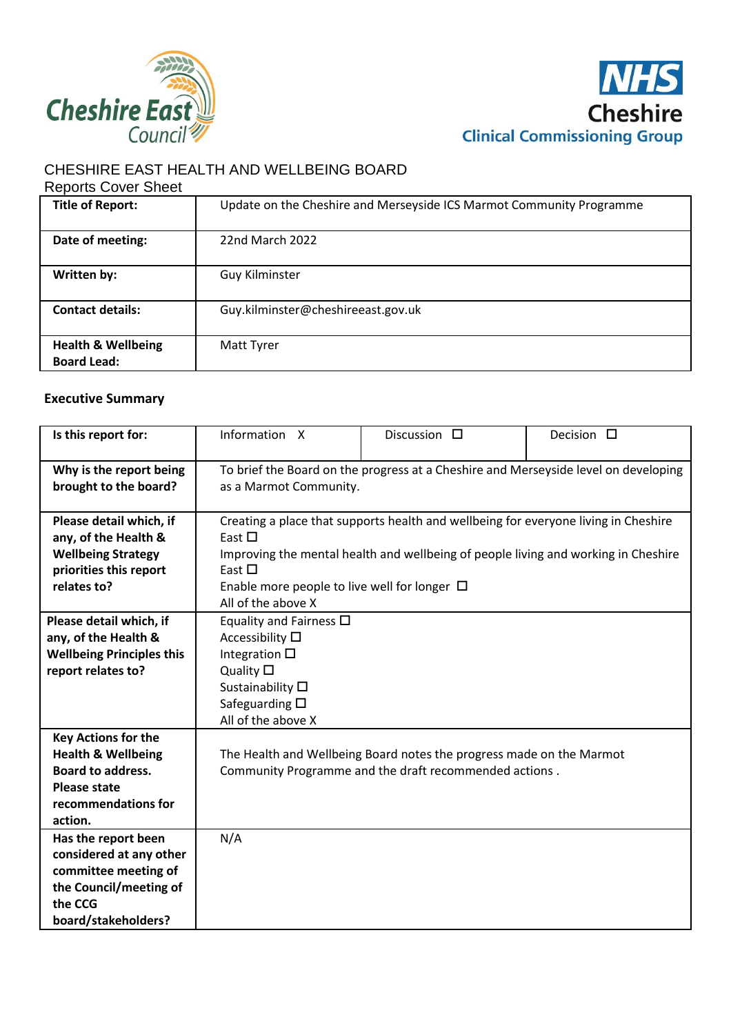Cheshire East Council

NHS Cheshire Clinical Commissioning Group

# CHESHIRE EAST HEALTH AND WELLBEING BOARD

Reports Cover Sheet

| | |
|---|---|
| **Title of Report:** | Update on the Cheshire and Merseyside ICS Marmot Community Programme |
| **Date of meeting:** | 22nd March 2022 |
| **Written by:** | Guy Kilminster |
| **Contact details:** | Guy.kilminster@cheshireeast.gov.uk |
| **Health & Wellbeing Board Lead:** | Matt Tyrer |

## Executive Summary

| | | | |
|---|---|---|---|
| **Is this report for:** | Information X | Discussion ☐ | Decision ☐ |
| **Why is the report being brought to the board?** | To brief the Board on the progress at a Cheshire and Merseyside level on developing as a Marmot Community. | | |
| **Please detail which, if any, of the Health & Wellbeing Strategy priorities this report relates to?** | Creating a place that supports health and wellbeing for everyone living in Cheshire East ☐<br>Improving the mental health and wellbeing of people living and working in Cheshire East ☐<br>Enable more people to live well for longer ☐<br>All of the above X | | |
| **Please detail which, if any, of the Health & Wellbeing Principles this report relates to?** | Equality and Fairness ☐<br>Accessibility ☐<br>Integration ☐<br>Quality ☐<br>Sustainability ☐<br>Safeguarding ☐<br>All of the above X | | |
| **Key Actions for the Health & Wellbeing Board to address. Please state recommendations for action.** | The Health and Wellbeing Board notes the progress made on the Marmot Community Programme and the draft recommended actions . | | |
| **Has the report been considered at any other committee meeting of the Council/meeting of the CCG board/stakeholders?** | N/A | | |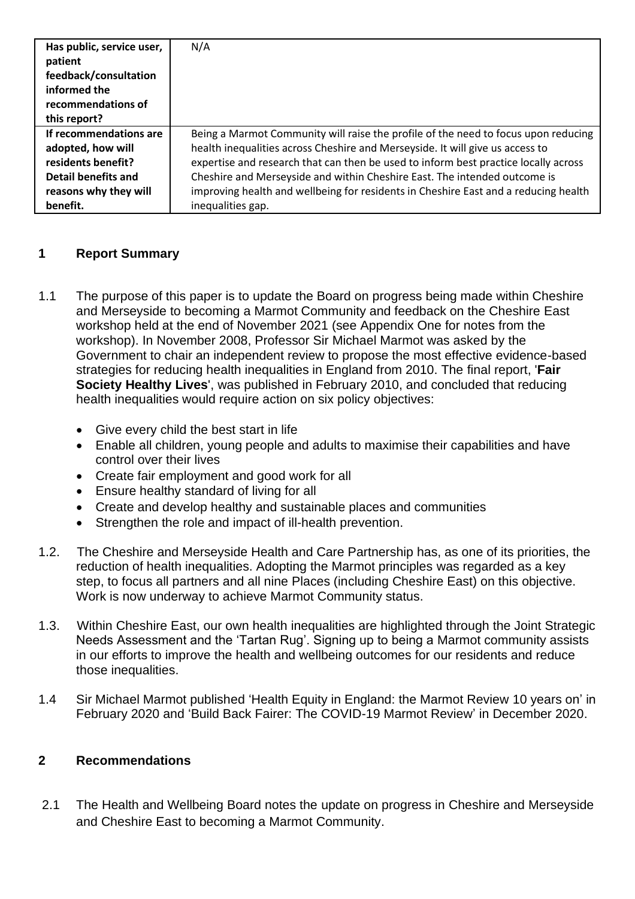| Has public, service user, patient feedback/consultation informed the recommendations of this report? | N/A |
|---|---|
| If recommendations are adopted, how will residents benefit? Detail benefits and reasons why they will benefit. | Being a Marmot Community will raise the profile of the need to focus upon reducing health inequalities across Cheshire and Merseyside. It will give us access to expertise and research that can then be used to inform best practice locally across Cheshire and Merseyside and within Cheshire East. The intended outcome is improving health and wellbeing for residents in Cheshire East and a reducing health inequalities gap. |

## 1 Report Summary

1.1 The purpose of this paper is to update the Board on progress being made within Cheshire and Merseyside to becoming a Marmot Community and feedback on the Cheshire East workshop held at the end of November 2021 (see Appendix One for notes from the workshop). In November 2008, Professor Sir Michael Marmot was asked by the Government to chair an independent review to propose the most effective evidence-based strategies for reducing health inequalities in England from 2010. The final report, '**Fair Society Healthy Lives**', was published in February 2010, and concluded that reducing health inequalities would require action on six policy objectives:

- Give every child the best start in life
- Enable all children, young people and adults to maximise their capabilities and have control over their lives
- Create fair employment and good work for all
- Ensure healthy standard of living for all
- Create and develop healthy and sustainable places and communities
- Strengthen the role and impact of ill-health prevention.

1.2. The Cheshire and Merseyside Health and Care Partnership has, as one of its priorities, the reduction of health inequalities. Adopting the Marmot principles was regarded as a key step, to focus all partners and all nine Places (including Cheshire East) on this objective. Work is now underway to achieve Marmot Community status.

1.3. Within Cheshire East, our own health inequalities are highlighted through the Joint Strategic Needs Assessment and the 'Tartan Rug'. Signing up to being a Marmot community assists in our efforts to improve the health and wellbeing outcomes for our residents and reduce those inequalities.

1.4 Sir Michael Marmot published 'Health Equity in England: the Marmot Review 10 years on' in February 2020 and 'Build Back Fairer: The COVID-19 Marmot Review' in December 2020.

## 2 Recommendations

2.1 The Health and Wellbeing Board notes the update on progress in Cheshire and Merseyside and Cheshire East to becoming a Marmot Community.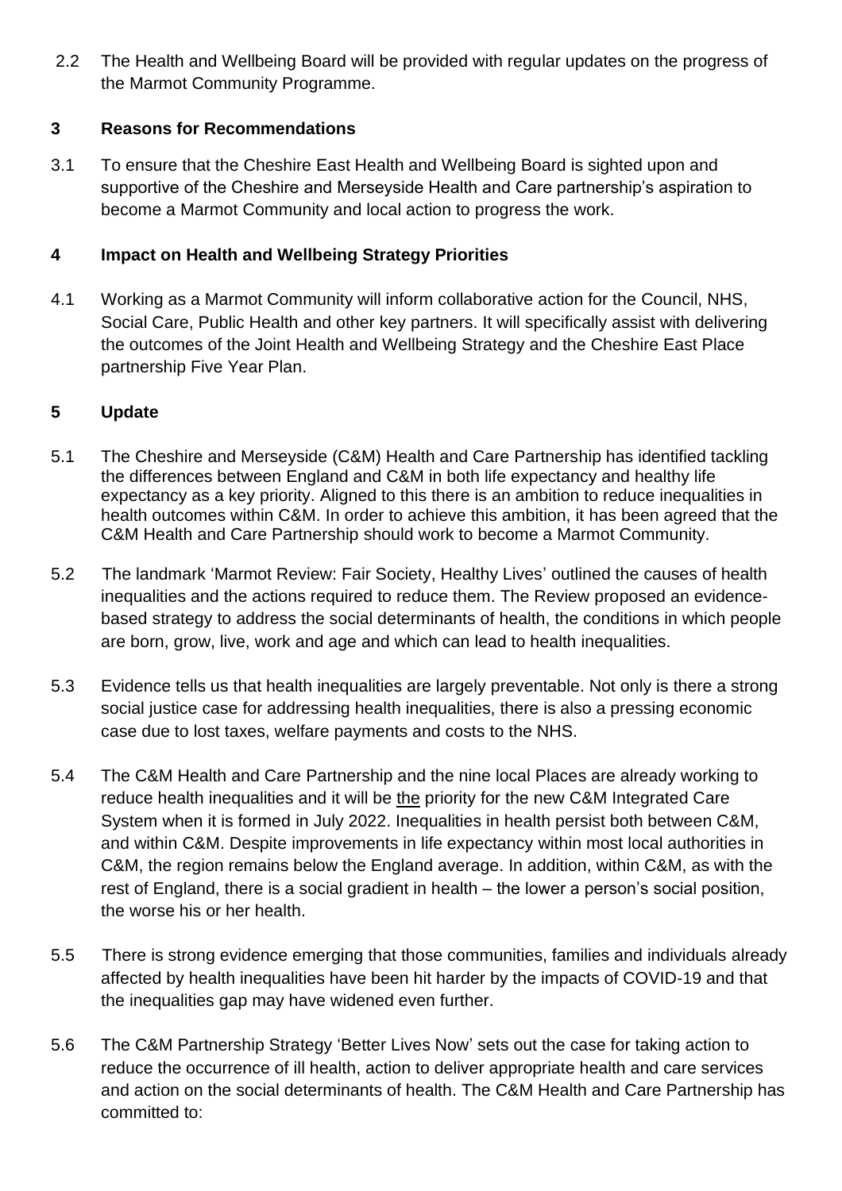2.2 The Health and Wellbeing Board will be provided with regular updates on the progress of the Marmot Community Programme.

## 3 Reasons for Recommendations

3.1 To ensure that the Cheshire East Health and Wellbeing Board is sighted upon and supportive of the Cheshire and Merseyside Health and Care partnership's aspiration to become a Marmot Community and local action to progress the work.

## 4 Impact on Health and Wellbeing Strategy Priorities

4.1 Working as a Marmot Community will inform collaborative action for the Council, NHS, Social Care, Public Health and other key partners. It will specifically assist with delivering the outcomes of the Joint Health and Wellbeing Strategy and the Cheshire East Place partnership Five Year Plan.

## 5 Update

5.1 The Cheshire and Merseyside (C&M) Health and Care Partnership has identified tackling the differences between England and C&M in both life expectancy and healthy life expectancy as a key priority. Aligned to this there is an ambition to reduce inequalities in health outcomes within C&M. In order to achieve this ambition, it has been agreed that the C&M Health and Care Partnership should work to become a Marmot Community.

5.2 The landmark 'Marmot Review: Fair Society, Healthy Lives' outlined the causes of health inequalities and the actions required to reduce them. The Review proposed an evidence-based strategy to address the social determinants of health, the conditions in which people are born, grow, live, work and age and which can lead to health inequalities.

5.3 Evidence tells us that health inequalities are largely preventable. Not only is there a strong social justice case for addressing health inequalities, there is also a pressing economic case due to lost taxes, welfare payments and costs to the NHS.

5.4 The C&M Health and Care Partnership and the nine local Places are already working to reduce health inequalities and it will be the priority for the new C&M Integrated Care System when it is formed in July 2022. Inequalities in health persist both between C&M, and within C&M. Despite improvements in life expectancy within most local authorities in C&M, the region remains below the England average. In addition, within C&M, as with the rest of England, there is a social gradient in health – the lower a person's social position, the worse his or her health.

5.5 There is strong evidence emerging that those communities, families and individuals already affected by health inequalities have been hit harder by the impacts of COVID-19 and that the inequalities gap may have widened even further.

5.6 The C&M Partnership Strategy 'Better Lives Now' sets out the case for taking action to reduce the occurrence of ill health, action to deliver appropriate health and care services and action on the social determinants of health. The C&M Health and Care Partnership has committed to: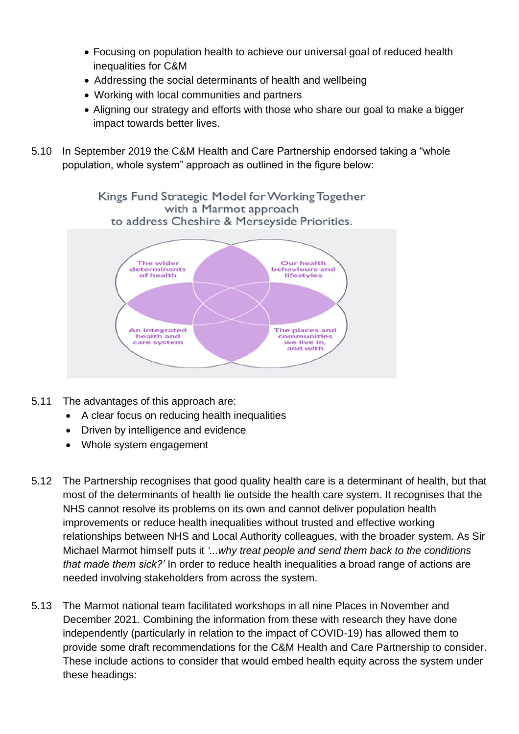- Focusing on population health to achieve our universal goal of reduced health inequalities for C&M
- Addressing the social determinants of health and wellbeing
- Working with local communities and partners
- Aligning our strategy and efforts with those who share our goal to make a bigger impact towards better lives.

5.10 In September 2019 the C&M Health and Care Partnership endorsed taking a "whole population, whole system" approach as outlined in the figure below:

Kings Fund Strategic Model for Working Together with a Marmot approach to address Cheshire & Merseyside Priorities.

The wider determinants of health

Our health behaviours and lifestyles

An integrated health and care system

The places and communities we live in, and with

5.11 The advantages of this approach are:

- A clear focus on reducing health inequalities
- Driven by intelligence and evidence
- Whole system engagement

5.12 The Partnership recognises that good quality health care is a determinant of health, but that most of the determinants of health lie outside the health care system. It recognises that the NHS cannot resolve its problems on its own and cannot deliver population health improvements or reduce health inequalities without trusted and effective working relationships between NHS and Local Authority colleagues, with the broader system. As Sir Michael Marmot himself puts it *'...why treat people and send them back to the conditions that made them sick?'* In order to reduce health inequalities a broad range of actions are needed involving stakeholders from across the system.

5.13 The Marmot national team facilitated workshops in all nine Places in November and December 2021. Combining the information from these with research they have done independently (particularly in relation to the impact of COVID-19) has allowed them to provide some draft recommendations for the C&M Health and Care Partnership to consider. These include actions to consider that would embed health equity across the system under these headings: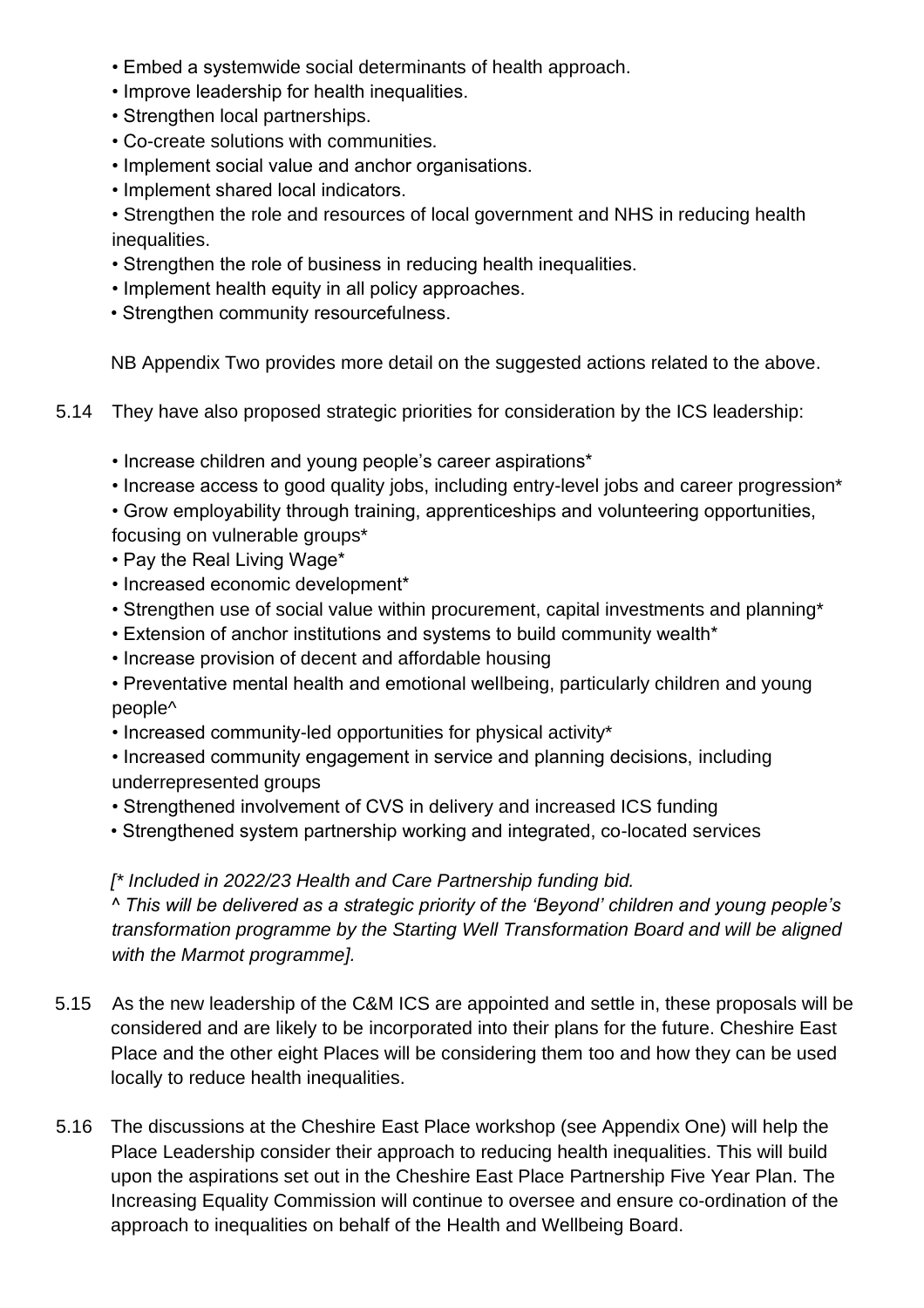- Embed a systemwide social determinants of health approach.
- Improve leadership for health inequalities.
- Strengthen local partnerships.
- Co-create solutions with communities.
- Implement social value and anchor organisations.
- Implement shared local indicators.
- Strengthen the role and resources of local government and NHS in reducing health inequalities.
- Strengthen the role of business in reducing health inequalities.
- Implement health equity in all policy approaches.
- Strengthen community resourcefulness.

NB Appendix Two provides more detail on the suggested actions related to the above.

5.14 They have also proposed strategic priorities for consideration by the ICS leadership:

- Increase children and young people's career aspirations*
- Increase access to good quality jobs, including entry-level jobs and career progression*
- Grow employability through training, apprenticeships and volunteering opportunities, focusing on vulnerable groups*
- Pay the Real Living Wage*
- Increased economic development*
- Strengthen use of social value within procurement, capital investments and planning*
- Extension of anchor institutions and systems to build community wealth*
- Increase provision of decent and affordable housing
- Preventative mental health and emotional wellbeing, particularly children and young people^
- Increased community-led opportunities for physical activity*
- Increased community engagement in service and planning decisions, including underrepresented groups
- Strengthened involvement of CVS in delivery and increased ICS funding
- Strengthened system partnership working and integrated, co-located services

*[* Included in 2022/23 Health and Care Partnership funding bid.*
*^ This will be delivered as a strategic priority of the 'Beyond' children and young people's transformation programme by the Starting Well Transformation Board and will be aligned with the Marmot programme].*

5.15 As the new leadership of the C&M ICS are appointed and settle in, these proposals will be considered and are likely to be incorporated into their plans for the future. Cheshire East Place and the other eight Places will be considering them too and how they can be used locally to reduce health inequalities.

5.16 The discussions at the Cheshire East Place workshop (see Appendix One) will help the Place Leadership consider their approach to reducing health inequalities. This will build upon the aspirations set out in the Cheshire East Place Partnership Five Year Plan. The Increasing Equality Commission will continue to oversee and ensure co-ordination of the approach to inequalities on behalf of the Health and Wellbeing Board.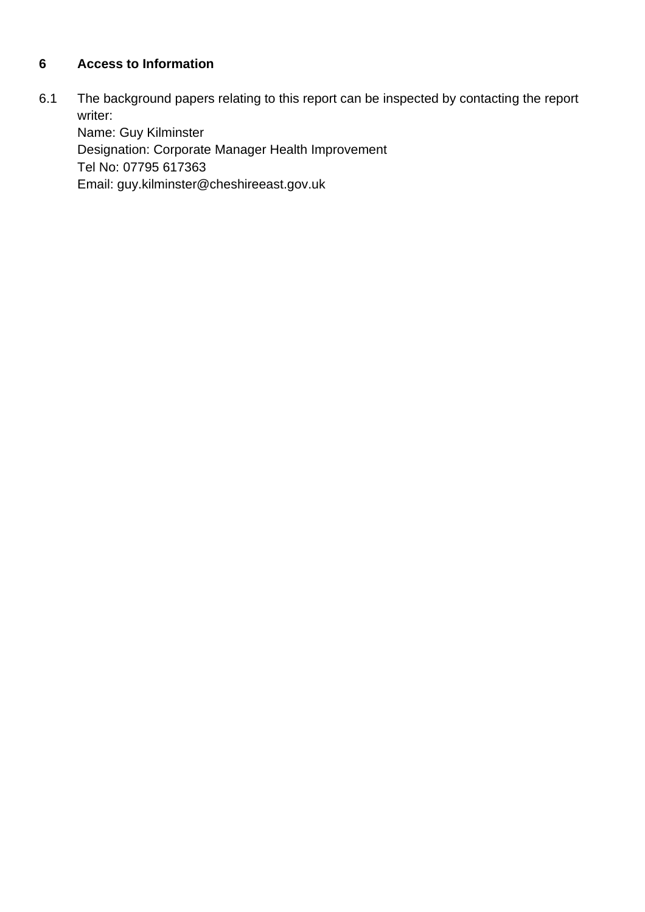## 6 Access to Information

6.1 The background papers relating to this report can be inspected by contacting the report writer:

Name: Guy Kilminster
Designation: Corporate Manager Health Improvement
Tel No: 07795 617363
Email: guy.kilminster@cheshireeast.gov.uk